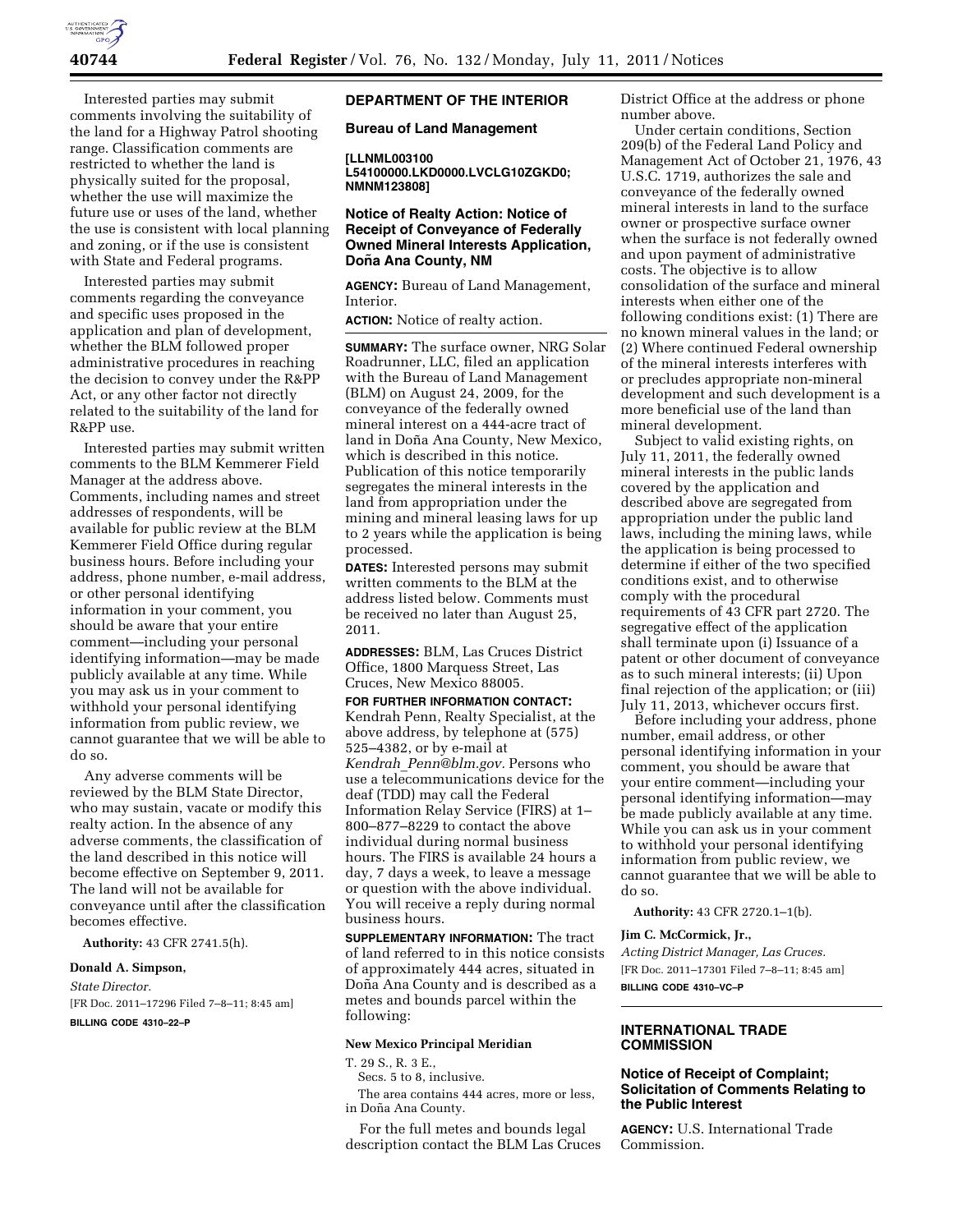Interested parties may submit comments involving the suitability of the land for a Highway Patrol shooting range. Classification comments are restricted to whether the land is physically suited for the proposal, whether the use will maximize the future use or uses of the land, whether the use is consistent with local planning and zoning, or if the use is consistent with State and Federal programs.

Interested parties may submit comments regarding the conveyance and specific uses proposed in the application and plan of development, whether the BLM followed proper administrative procedures in reaching the decision to convey under the R&PP Act, or any other factor not directly related to the suitability of the land for R&PP use.

Interested parties may submit written comments to the BLM Kemmerer Field Manager at the address above. Comments, including names and street addresses of respondents, will be available for public review at the BLM Kemmerer Field Office during regular business hours. Before including your address, phone number, e-mail address, or other personal identifying information in your comment, you should be aware that your entire comment—including your personal identifying information—may be made publicly available at any time. While you may ask us in your comment to withhold your personal identifying information from public review, we cannot guarantee that we will be able to do so.

Any adverse comments will be reviewed by the BLM State Director, who may sustain, vacate or modify this realty action. In the absence of any adverse comments, the classification of the land described in this notice will become effective on September 9, 2011. The land will not be available for conveyance until after the classification becomes effective.

**Authority:** 43 CFR 2741.5(h).

**Donald A. Simpson,**

*State Director.*

[FR Doc. 2011–17296 Filed 7–8–11; 8:45 am]

**BILLING CODE 4310–22–P**

## DEPARTMENT OF THE INTERIOR

### Bureau of Land Management

**[LLNML003100 L54100000.LKD0000.LVCLG10ZGKD0; NMNM123808]**

### Notice of Realty Action: Notice of Receipt of Conveyance of Federally Owned Mineral Interests Application, Doña Ana County, NM

**AGENCY:** Bureau of Land Management, Interior.

**ACTION:** Notice of realty action.

**SUMMARY:** The surface owner, NRG Solar Roadrunner, LLC, filed an application with the Bureau of Land Management (BLM) on August 24, 2009, for the conveyance of the federally owned mineral interest on a 444-acre tract of land in Doña Ana County, New Mexico, which is described in this notice. Publication of this notice temporarily segregates the mineral interests in the land from appropriation under the mining and mineral leasing laws for up to 2 years while the application is being processed.

**DATES:** Interested persons may submit written comments to the BLM at the address listed below. Comments must be received no later than August 25, 2011.

**ADDRESSES:** BLM, Las Cruces District Office, 1800 Marquess Street, Las Cruces, New Mexico 88005.

**FOR FURTHER INFORMATION CONTACT:** Kendrah Penn, Realty Specialist, at the above address, by telephone at (575) 525–4382, or by e-mail at *Kendrah_Penn@blm.gov.* Persons who use a telecommunications device for the deaf (TDD) may call the Federal Information Relay Service (FIRS) at 1–800–877–8229 to contact the above individual during normal business hours. The FIRS is available 24 hours a day, 7 days a week, to leave a message or question with the above individual. You will receive a reply during normal business hours.

**SUPPLEMENTARY INFORMATION:** The tract of land referred to in this notice consists of approximately 444 acres, situated in Doña Ana County and is described as a metes and bounds parcel within the following:

**New Mexico Principal Meridian**

T. 29 S., R. 3 E.,

Secs. 5 to 8, inclusive.

The area contains 444 acres, more or less, in Doña Ana County.

For the full metes and bounds legal description contact the BLM Las Cruces District Office at the address or phone number above.

Under certain conditions, Section 209(b) of the Federal Land Policy and Management Act of October 21, 1976, 43 U.S.C. 1719, authorizes the sale and conveyance of the federally owned mineral interests in land to the surface owner or prospective surface owner when the surface is not federally owned and upon payment of administrative costs. The objective is to allow consolidation of the surface and mineral interests when either one of the following conditions exist: (1) There are no known mineral values in the land; or (2) Where continued Federal ownership of the mineral interests interferes with or precludes appropriate non-mineral development and such development is a more beneficial use of the land than mineral development.

Subject to valid existing rights, on July 11, 2011, the federally owned mineral interests in the public lands covered by the application and described above are segregated from appropriation under the public land laws, including the mining laws, while the application is being processed to determine if either of the two specified conditions exist, and to otherwise comply with the procedural requirements of 43 CFR part 2720. The segregative effect of the application shall terminate upon (i) Issuance of a patent or other document of conveyance as to such mineral interests; (ii) Upon final rejection of the application; or (iii) July 11, 2013, whichever occurs first.

Before including your address, phone number, email address, or other personal identifying information in your comment, you should be aware that your entire comment—including your personal identifying information—may be made publicly available at any time. While you can ask us in your comment to withhold your personal identifying information from public review, we cannot guarantee that we will be able to do so.

**Authority:** 43 CFR 2720.1–1(b).

**Jim C. McCormick, Jr.,**

*Acting District Manager, Las Cruces.*

[FR Doc. 2011–17301 Filed 7–8–11; 8:45 am]

**BILLING CODE 4310–VC–P**

## INTERNATIONAL TRADE COMMISSION

### Notice of Receipt of Complaint; Solicitation of Comments Relating to the Public Interest

**AGENCY:** U.S. International Trade Commission.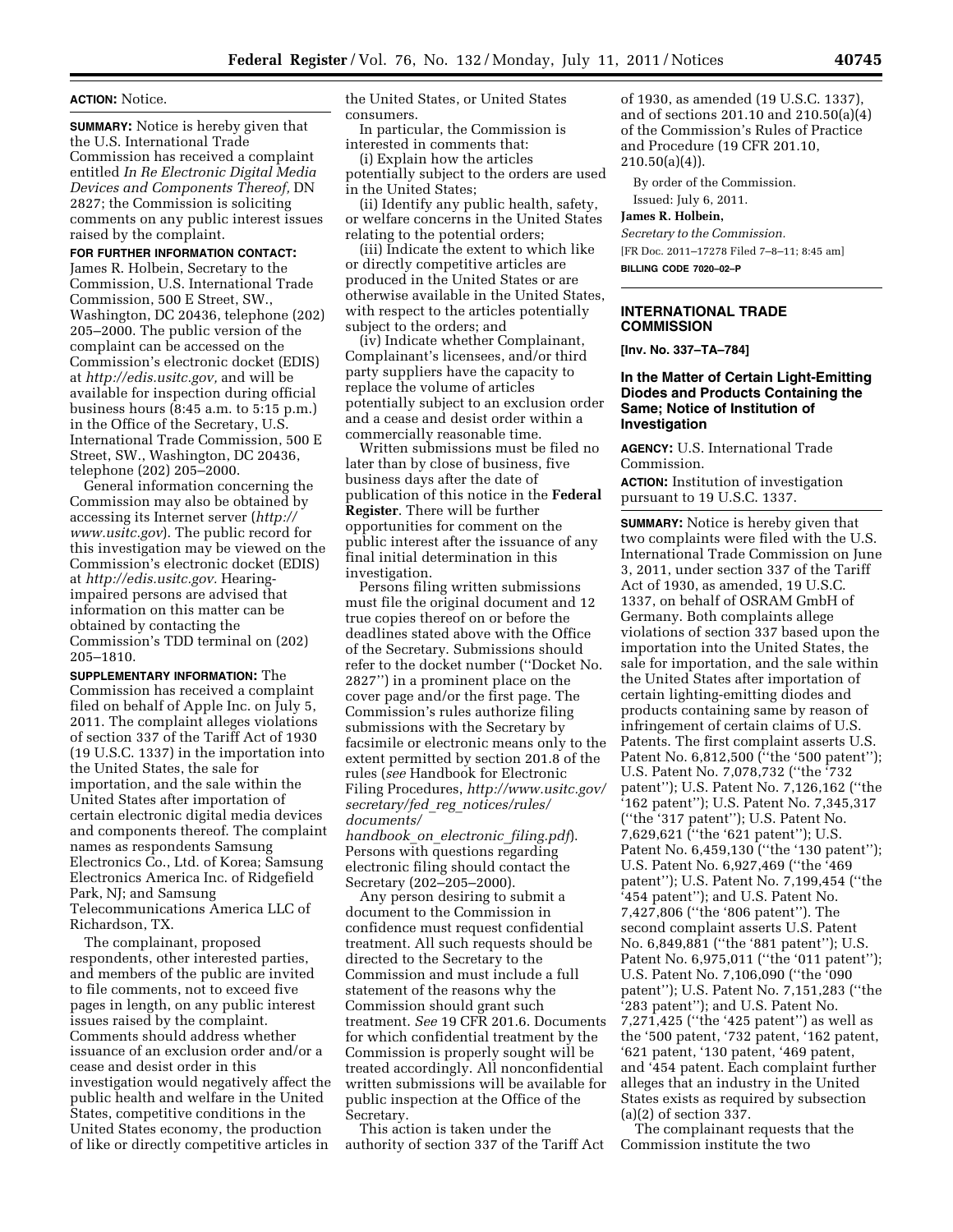**ACTION:** Notice.

**SUMMARY:** Notice is hereby given that the U.S. International Trade Commission has received a complaint entitled *In Re Electronic Digital Media Devices and Components Thereof,* DN 2827; the Commission is soliciting comments on any public interest issues raised by the complaint.

**FOR FURTHER INFORMATION CONTACT:** James R. Holbein, Secretary to the Commission, U.S. International Trade Commission, 500 E Street, SW., Washington, DC 20436, telephone (202) 205–2000. The public version of the complaint can be accessed on the Commission's electronic docket (EDIS) at *http://edis.usitc.gov,* and will be available for inspection during official business hours (8:45 a.m. to 5:15 p.m.) in the Office of the Secretary, U.S. International Trade Commission, 500 E Street, SW., Washington, DC 20436, telephone (202) 205–2000.

General information concerning the Commission may also be obtained by accessing its Internet server (*http://www.usitc.gov*). The public record for this investigation may be viewed on the Commission's electronic docket (EDIS) at *http://edis.usitc.gov.* Hearing-impaired persons are advised that information on this matter can be obtained by contacting the Commission's TDD terminal on (202) 205–1810.

**SUPPLEMENTARY INFORMATION:** The Commission has received a complaint filed on behalf of Apple Inc. on July 5, 2011. The complaint alleges violations of section 337 of the Tariff Act of 1930 (19 U.S.C. 1337) in the importation into the United States, the sale for importation, and the sale within the United States after importation of certain electronic digital media devices and components thereof. The complaint names as respondents Samsung Electronics Co., Ltd. of Korea; Samsung Electronics America Inc. of Ridgefield Park, NJ; and Samsung Telecommunications America LLC of Richardson, TX.

The complainant, proposed respondents, other interested parties, and members of the public are invited to file comments, not to exceed five pages in length, on any public interest issues raised by the complaint. Comments should address whether issuance of an exclusion order and/or a cease and desist order in this investigation would negatively affect the public health and welfare in the United States, competitive conditions in the United States economy, the production of like or directly competitive articles in the United States, or United States consumers.

In particular, the Commission is interested in comments that:

(i) Explain how the articles potentially subject to the orders are used in the United States;

(ii) Identify any public health, safety, or welfare concerns in the United States relating to the potential orders;

(iii) Indicate the extent to which like or directly competitive articles are produced in the United States or are otherwise available in the United States, with respect to the articles potentially subject to the orders; and

(iv) Indicate whether Complainant, Complainant's licensees, and/or third party suppliers have the capacity to replace the volume of articles potentially subject to an exclusion order and a cease and desist order within a commercially reasonable time.

Written submissions must be filed no later than by close of business, five business days after the date of publication of this notice in the **Federal Register**. There will be further opportunities for comment on the public interest after the issuance of any final initial determination in this investigation.

Persons filing written submissions must file the original document and 12 true copies thereof on or before the deadlines stated above with the Office of the Secretary. Submissions should refer to the docket number (''Docket No. 2827'') in a prominent place on the cover page and/or the first page. The Commission's rules authorize filing submissions with the Secretary by facsimile or electronic means only to the extent permitted by section 201.8 of the rules (*see* Handbook for Electronic Filing Procedures, *http://www.usitc.gov/secretary/fed_reg_notices/rules/documents/handbook_on_electronic_filing.pdf*). Persons with questions regarding electronic filing should contact the Secretary (202–205–2000).

Any person desiring to submit a document to the Commission in confidence must request confidential treatment. All such requests should be directed to the Secretary to the Commission and must include a full statement of the reasons why the Commission should grant such treatment. *See* 19 CFR 201.6. Documents for which confidential treatment by the Commission is properly sought will be treated accordingly. All nonconfidential written submissions will be available for public inspection at the Office of the Secretary.

This action is taken under the authority of section 337 of the Tariff Act of 1930, as amended (19 U.S.C. 1337), and of sections 201.10 and 210.50(a)(4) of the Commission's Rules of Practice and Procedure (19 CFR 201.10, 210.50(a)(4)).

By order of the Commission.

Issued: July 6, 2011.

**James R. Holbein,**

*Secretary to the Commission.*

[FR Doc. 2011–17278 Filed 7–8–11; 8:45 am]

**BILLING CODE 7020–02–P**

## INTERNATIONAL TRADE COMMISSION

**[Inv. No. 337–TA–784]**

### In the Matter of Certain Light-Emitting Diodes and Products Containing the Same; Notice of Institution of Investigation

**AGENCY:** U.S. International Trade Commission.

**ACTION:** Institution of investigation pursuant to 19 U.S.C. 1337.

**SUMMARY:** Notice is hereby given that two complaints were filed with the U.S. International Trade Commission on June 3, 2011, under section 337 of the Tariff Act of 1930, as amended, 19 U.S.C. 1337, on behalf of OSRAM GmbH of Germany. Both complaints allege violations of section 337 based upon the importation into the United States, the sale for importation, and the sale within the United States after importation of certain lighting-emitting diodes and products containing same by reason of infringement of certain claims of U.S. Patents. The first complaint asserts U.S. Patent No. 6,812,500 (''the '500 patent''); U.S. Patent No. 7,078,732 (''the '732 patent''); U.S. Patent No. 7,126,162 (''the '162 patent''); U.S. Patent No. 7,345,317 (''the '317 patent''); U.S. Patent No. 7,629,621 (''the '621 patent''); U.S. Patent No. 6,459,130 (''the '130 patent''); U.S. Patent No. 6,927,469 (''the '469 patent''); U.S. Patent No. 7,199,454 (''the '454 patent''); and U.S. Patent No. 7,427,806 (''the '806 patent''). The second complaint asserts U.S. Patent No. 6,849,881 (''the '881 patent''); U.S. Patent No. 6,975,011 (''the '011 patent''); U.S. Patent No. 7,106,090 (''the '090 patent''); U.S. Patent No. 7,151,283 (''the '283 patent''); and U.S. Patent No. 7,271,425 (''the '425 patent'') as well as the '500 patent, '732 patent, '162 patent, '621 patent, '130 patent, '469 patent, and '454 patent. Each complaint further alleges that an industry in the United States exists as required by subsection (a)(2) of section 337.

The complainant requests that the Commission institute the two